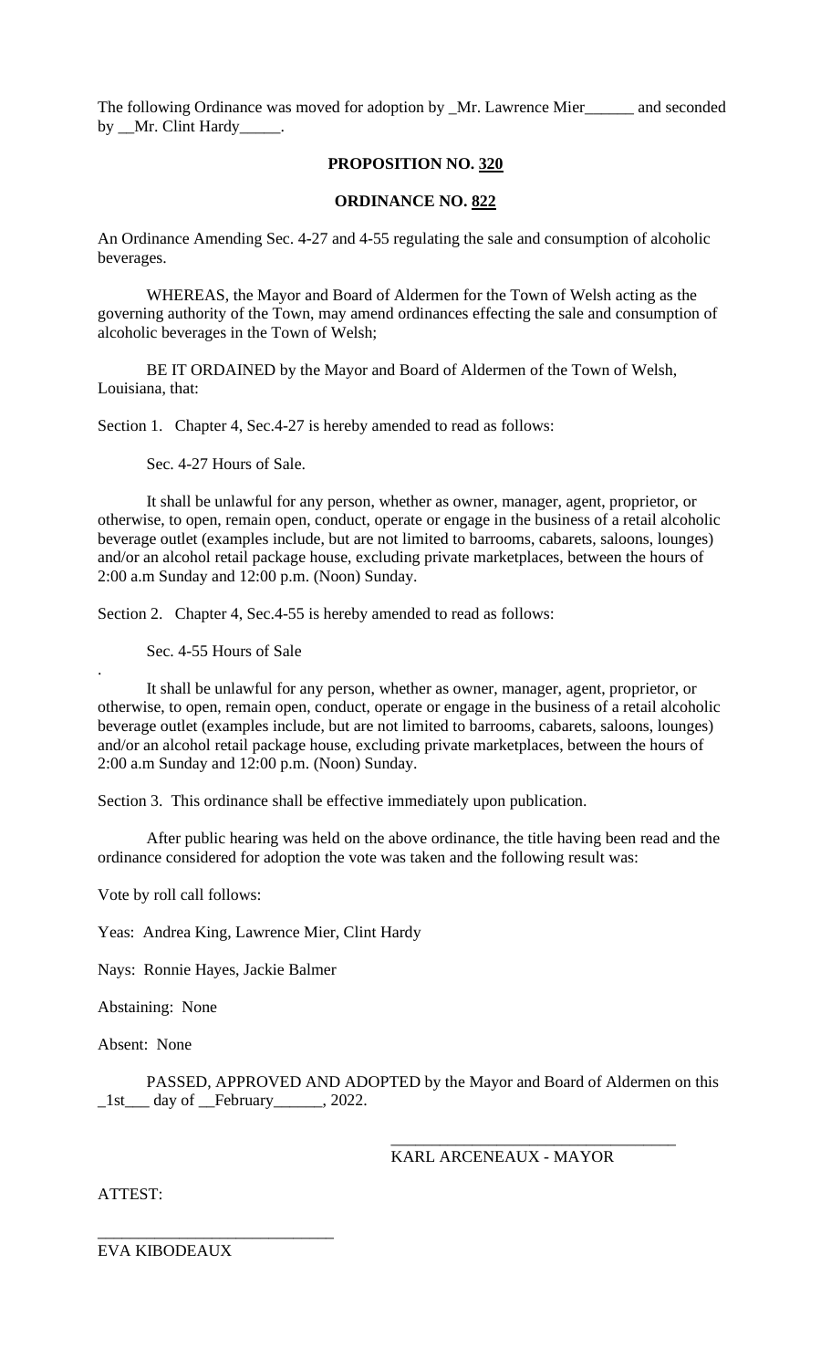The following Ordinance was moved for adoption by _Mr. Lawrence Mier______ and seconded by __Mr. Clint Hardy_____.

**PROPOSITION NO. 320**

**ORDINANCE NO. 822**

An Ordinance Amending Sec. 4-27 and 4-55 regulating the sale and consumption of alcoholic beverages.

WHEREAS, the Mayor and Board of Aldermen for the Town of Welsh acting as the governing authority of the Town, may amend ordinances effecting the sale and consumption of alcoholic beverages in the Town of Welsh;

BE IT ORDAINED by the Mayor and Board of Aldermen of the Town of Welsh, Louisiana, that:

Section 1. Chapter 4, Sec.4-27 is hereby amended to read as follows:

Sec. 4-27 Hours of Sale.

It shall be unlawful for any person, whether as owner, manager, agent, proprietor, or otherwise, to open, remain open, conduct, operate or engage in the business of a retail alcoholic beverage outlet (examples include, but are not limited to barrooms, cabarets, saloons, lounges) and/or an alcohol retail package house, excluding private marketplaces, between the hours of 2:00 a.m Sunday and 12:00 p.m. (Noon) Sunday.

Section 2. Chapter 4, Sec.4-55 is hereby amended to read as follows:

Sec. 4-55 Hours of Sale

.

It shall be unlawful for any person, whether as owner, manager, agent, proprietor, or otherwise, to open, remain open, conduct, operate or engage in the business of a retail alcoholic beverage outlet (examples include, but are not limited to barrooms, cabarets, saloons, lounges) and/or an alcohol retail package house, excluding private marketplaces, between the hours of 2:00 a.m Sunday and 12:00 p.m. (Noon) Sunday.

Section 3. This ordinance shall be effective immediately upon publication.

After public hearing was held on the above ordinance, the title having been read and the ordinance considered for adoption the vote was taken and the following result was:

Vote by roll call follows:

Yeas: Andrea King, Lawrence Mier, Clint Hardy

Nays: Ronnie Hayes, Jackie Balmer

Abstaining: None

Absent: None

PASSED, APPROVED AND ADOPTED by the Mayor and Board of Aldermen on this _1st___ day of __February______, 2022.

___________________________________
KARL ARCENEAUX - MAYOR

ATTEST:

_____________________________
EVA KIBODEAUX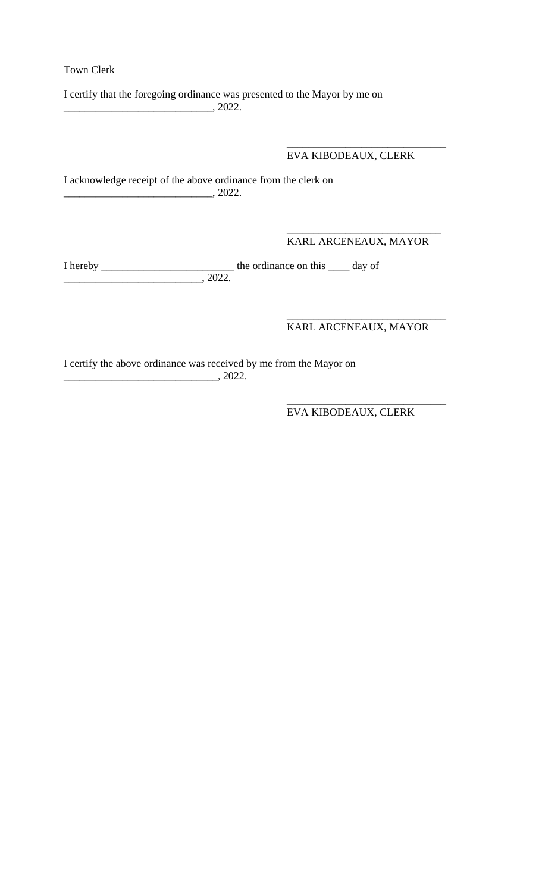Town Clerk

I certify that the foregoing ordinance was presented to the Mayor by me on ____________________________, 2022.

______________________________
EVA KIBODEAUX, CLERK

I acknowledge receipt of the above ordinance from the clerk on ____________________________, 2022.

_____________________________
KARL ARCENEAUX, MAYOR

I hereby _________________________ the ordinance on this ____ day of __________________________, 2022.

______________________________
KARL ARCENEAUX, MAYOR

I certify the above ordinance was received by me from the Mayor on _____________________________, 2022.

______________________________
EVA KIBODEAUX, CLERK